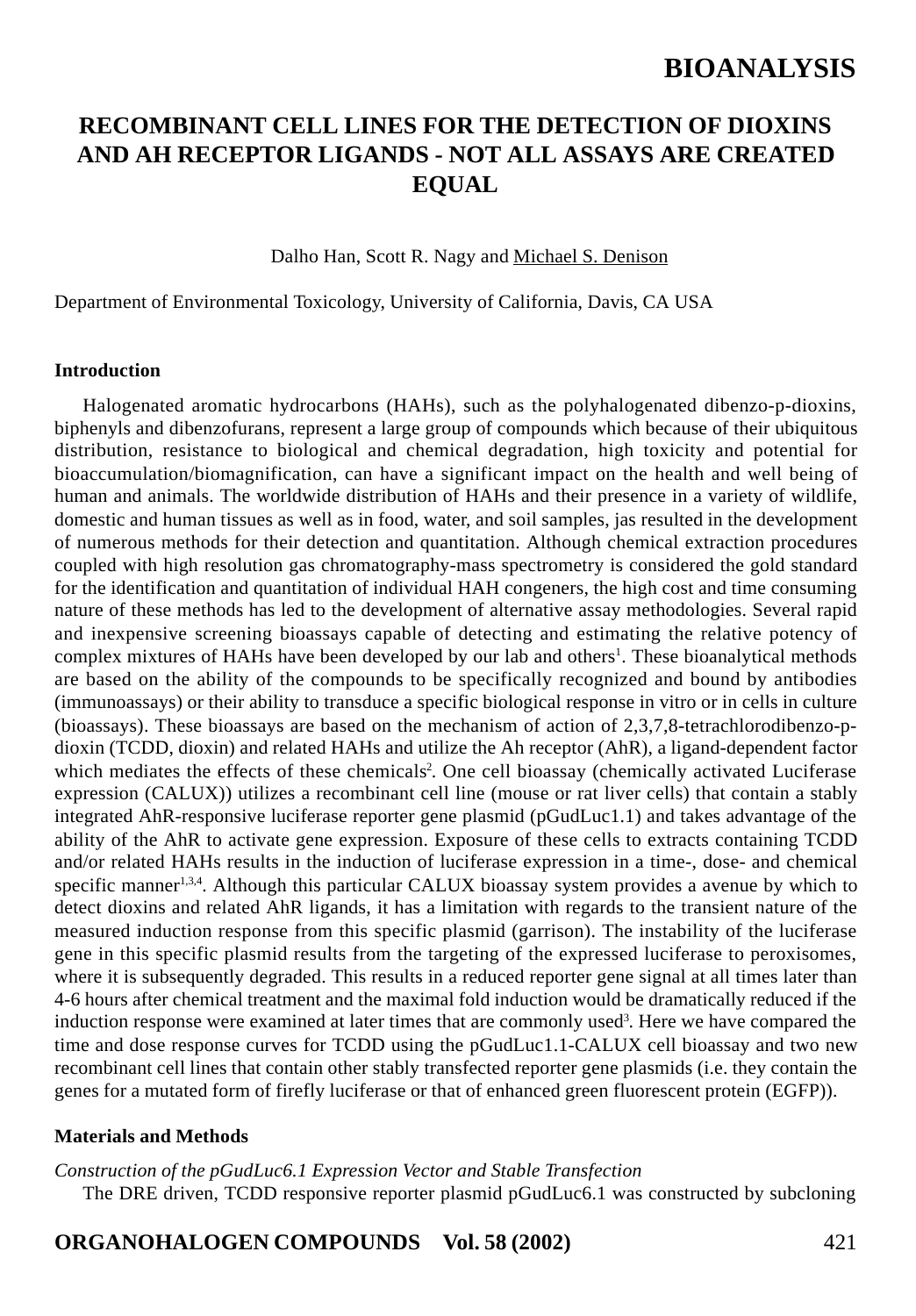**BIOANALYSIS**

# RECOMBINANT CELL LINES FOR THE DETECTION OF DIOXINS AND AH RECEPTOR LIGANDS - NOT ALL ASSAYS ARE CREATED EQUAL

Dalho Han, Scott R. Nagy and Michael S. Denison

Department of Environmental Toxicology, University of California, Davis, CA USA

## Introduction

Halogenated aromatic hydrocarbons (HAHs), such as the polyhalogenated dibenzo-p-dioxins, biphenyls and dibenzofurans, represent a large group of compounds which because of their ubiquitous distribution, resistance to biological and chemical degradation, high toxicity and potential for bioaccumulation/biomagnification, can have a significant impact on the health and well being of human and animals. The worldwide distribution of HAHs and their presence in a variety of wildlife, domestic and human tissues as well as in food, water, and soil samples, jas resulted in the development of numerous methods for their detection and quantitation. Although chemical extraction procedures coupled with high resolution gas chromatography-mass spectrometry is considered the gold standard for the identification and quantitation of individual HAH congeners, the high cost and time consuming nature of these methods has led to the development of alternative assay methodologies. Several rapid and inexpensive screening bioassays capable of detecting and estimating the relative potency of complex mixtures of HAHs have been developed by our lab and others[1]. These bioanalytical methods are based on the ability of the compounds to be specifically recognized and bound by antibodies (immunoassays) or their ability to transduce a specific biological response in vitro or in cells in culture (bioassays). These bioassays are based on the mechanism of action of 2,3,7,8-tetrachlorodibenzo-p-dioxin (TCDD, dioxin) and related HAHs and utilize the Ah receptor (AhR), a ligand-dependent factor which mediates the effects of these chemicals[2]. One cell bioassay (chemically activated Luciferase expression (CALUX)) utilizes a recombinant cell line (mouse or rat liver cells) that contain a stably integrated AhR-responsive luciferase reporter gene plasmid (pGudLuc1.1) and takes advantage of the ability of the AhR to activate gene expression. Exposure of these cells to extracts containing TCDD and/or related HAHs results in the induction of luciferase expression in a time-, dose- and chemical specific manner[1,3,4]. Although this particular CALUX bioassay system provides a avenue by which to detect dioxins and related AhR ligands, it has a limitation with regards to the transient nature of the measured induction response from this specific plasmid (garrison). The instability of the luciferase gene in this specific plasmid results from the targeting of the expressed luciferase to peroxisomes, where it is subsequently degraded. This results in a reduced reporter gene signal at all times later than 4-6 hours after chemical treatment and the maximal fold induction would be dramatically reduced if the induction response were examined at later times that are commonly used[3]. Here we have compared the time and dose response curves for TCDD using the pGudLuc1.1-CALUX cell bioassay and two new recombinant cell lines that contain other stably transfected reporter gene plasmids (i.e. they contain the genes for a mutated form of firefly luciferase or that of enhanced green fluorescent protein (EGFP)).

## Materials and Methods

*Construction of the pGudLuc6.1 Expression Vector and Stable Transfection*

The DRE driven, TCDD responsive reporter plasmid pGudLuc6.1 was constructed by subcloning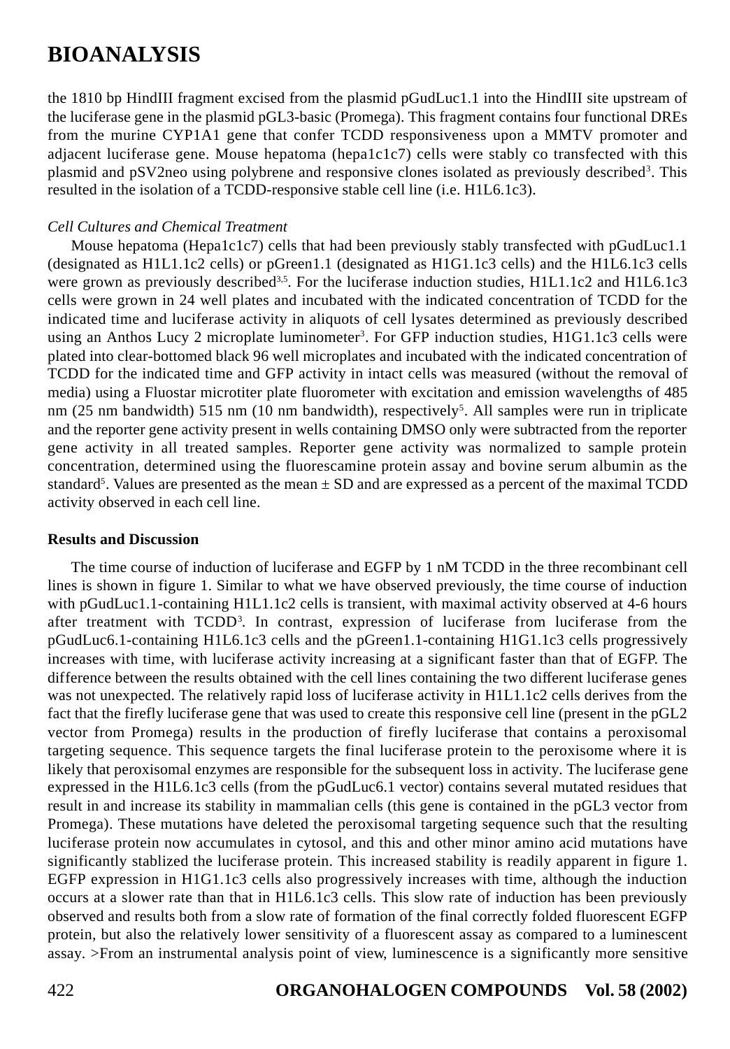the 1810 bp HindIII fragment excised from the plasmid pGudLuc1.1 into the HindIII site upstream of the luciferase gene in the plasmid pGL3-basic (Promega). This fragment contains four functional DREs from the murine CYP1A1 gene that confer TCDD responsiveness upon a MMTV promoter and adjacent luciferase gene. Mouse hepatoma (hepa1c1c7) cells were stably co transfected with this plasmid and pSV2neo using polybrene and responsive clones isolated as previously described[3]. This resulted in the isolation of a TCDD-responsive stable cell line (i.e. H1L6.1c3).

*Cell Cultures and Chemical Treatment*

Mouse hepatoma (Hepa1c1c7) cells that had been previously stably transfected with pGudLuc1.1 (designated as H1L1.1c2 cells) or pGreen1.1 (designated as H1G1.1c3 cells) and the H1L6.1c3 cells were grown as previously described[3,5]. For the luciferase induction studies, H1L1.1c2 and H1L6.1c3 cells were grown in 24 well plates and incubated with the indicated concentration of TCDD for the indicated time and luciferase activity in aliquots of cell lysates determined as previously described using an Anthos Lucy 2 microplate luminometer[3]. For GFP induction studies, H1G1.1c3 cells were plated into clear-bottomed black 96 well microplates and incubated with the indicated concentration of TCDD for the indicated time and GFP activity in intact cells was measured (without the removal of media) using a Fluostar microtiter plate fluorometer with excitation and emission wavelengths of 485 nm (25 nm bandwidth) 515 nm (10 nm bandwidth), respectively[5]. All samples were run in triplicate and the reporter gene activity present in wells containing DMSO only were subtracted from the reporter gene activity in all treated samples. Reporter gene activity was normalized to sample protein concentration, determined using the fluorescamine protein assay and bovine serum albumin as the standard[5]. Values are presented as the mean ± SD and are expressed as a percent of the maximal TCDD activity observed in each cell line.

**Results and Discussion**

The time course of induction of luciferase and EGFP by 1 nM TCDD in the three recombinant cell lines is shown in figure 1. Similar to what we have observed previously, the time course of induction with pGudLuc1.1-containing H1L1.1c2 cells is transient, with maximal activity observed at 4-6 hours after treatment with TCDD[3]. In contrast, expression of luciferase from luciferase from the pGudLuc6.1-containing H1L6.1c3 cells and the pGreen1.1-containing H1G1.1c3 cells progressively increases with time, with luciferase activity increasing at a significant faster than that of EGFP. The difference between the results obtained with the cell lines containing the two different luciferase genes was not unexpected. The relatively rapid loss of luciferase activity in H1L1.1c2 cells derives from the fact that the firefly luciferase gene that was used to create this responsive cell line (present in the pGL2 vector from Promega) results in the production of firefly luciferase that contains a peroxisomal targeting sequence. This sequence targets the final luciferase protein to the peroxisome where it is likely that peroxisomal enzymes are responsible for the subsequent loss in activity. The luciferase gene expressed in the H1L6.1c3 cells (from the pGudLuc6.1 vector) contains several mutated residues that result in and increase its stability in mammalian cells (this gene is contained in the pGL3 vector from Promega). These mutations have deleted the peroxisomal targeting sequence such that the resulting luciferase protein now accumulates in cytosol, and this and other minor amino acid mutations have significantly stablized the luciferase protein. This increased stability is readily apparent in figure 1. EGFP expression in H1G1.1c3 cells also progressively increases with time, although the induction occurs at a slower rate than that in H1L6.1c3 cells. This slow rate of induction has been previously observed and results both from a slow rate of formation of the final correctly folded fluorescent EGFP protein, but also the relatively lower sensitivity of a fluorescent assay as compared to a luminescent assay. >From an instrumental analysis point of view, luminescence is a significantly more sensitive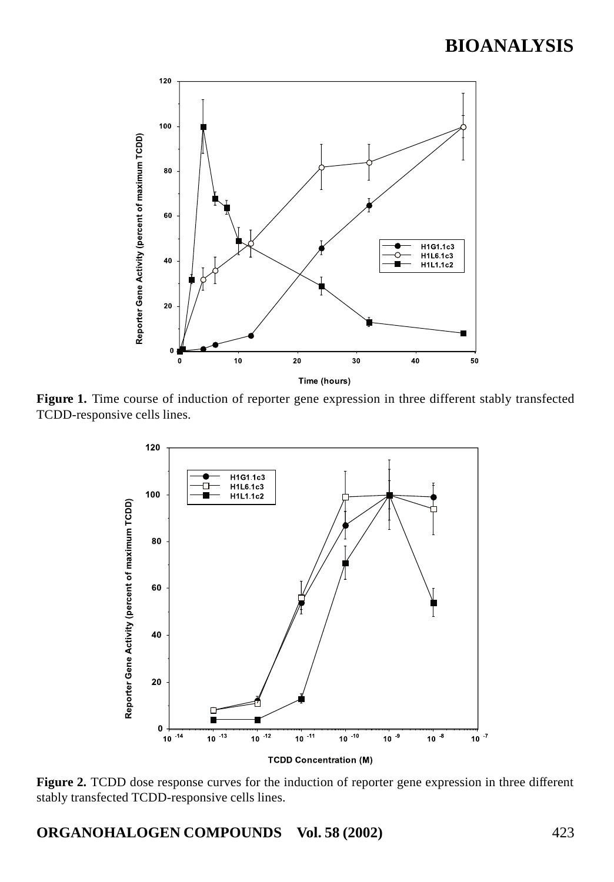**Figure 1.** Time course of induction of reporter gene expression in three different stably transfected TCDD-responsive cells lines.

**Figure 2.** TCDD dose response curves for the induction of reporter gene expression in three different stably transfected TCDD-responsive cells lines.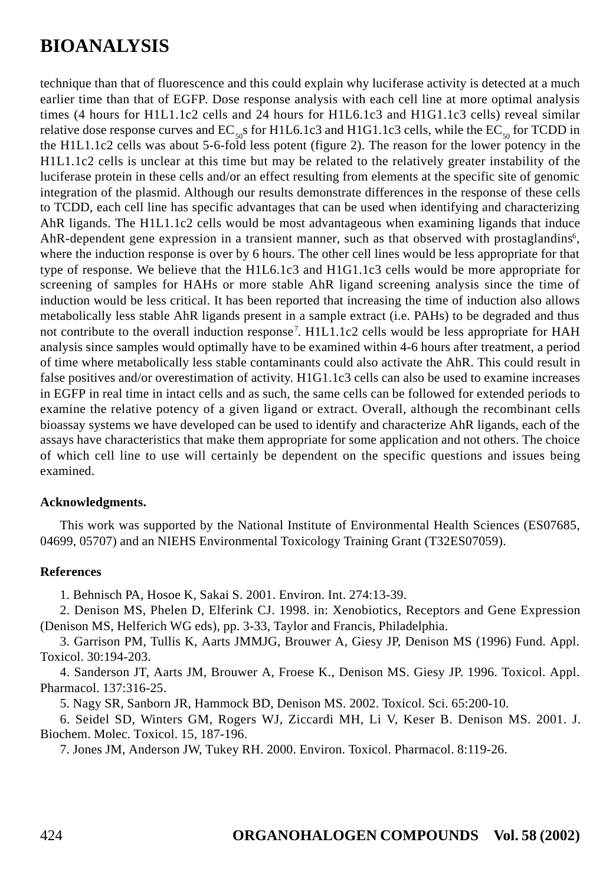technique than that of fluorescence and this could explain why luciferase activity is detected at a much earlier time than that of EGFP. Dose response analysis with each cell line at more optimal analysis times (4 hours for H1L1.1c2 cells and 24 hours for H1L6.1c3 and H1G1.1c3 cells) reveal similar relative dose response curves and $EC_{50}$s for H1L6.1c3 and H1G1.1c3 cells, while the $EC_{50}$ for TCDD in the H1L1.1c2 cells was about 5-6-fold less potent (figure 2). The reason for the lower potency in the H1L1.1c2 cells is unclear at this time but may be related to the relatively greater instability of the luciferase protein in these cells and/or an effect resulting from elements at the specific site of genomic integration of the plasmid. Although our results demonstrate differences in the response of these cells to TCDD, each cell line has specific advantages that can be used when identifying and characterizing AhR ligands. The H1L1.1c2 cells would be most advantageous when examining ligands that induce AhR-dependent gene expression in a transient manner, such as that observed with prostaglandins[6], where the induction response is over by 6 hours. The other cell lines would be less appropriate for that type of response. We believe that the H1L6.1c3 and H1G1.1c3 cells would be more appropriate for screening of samples for HAHs or more stable AhR ligand screening analysis since the time of induction would be less critical. It has been reported that increasing the time of induction also allows metabolically less stable AhR ligands present in a sample extract (i.e. PAHs) to be degraded and thus not contribute to the overall induction response[7]. H1L1.1c2 cells would be less appropriate for HAH analysis since samples would optimally have to be examined within 4-6 hours after treatment, a period of time where metabolically less stable contaminants could also activate the AhR. This could result in false positives and/or overestimation of activity. H1G1.1c3 cells can also be used to examine increases in EGFP in real time in intact cells and as such, the same cells can be followed for extended periods to examine the relative potency of a given ligand or extract. Overall, although the recombinant cells bioassay systems we have developed can be used to identify and characterize AhR ligands, each of the assays have characteristics that make them appropriate for some application and not others. The choice of which cell line to use will certainly be dependent on the specific questions and issues being examined.

**Acknowledgments.**

This work was supported by the National Institute of Environmental Health Sciences (ES07685, 04699, 05707) and an NIEHS Environmental Toxicology Training Grant (T32ES07059).

**References**

1. Behnisch PA, Hosoe K, Sakai S. 2001. Environ. Int. 274:13-39.
2. Denison MS, Phelen D, Elferink CJ. 1998. in: Xenobiotics, Receptors and Gene Expression (Denison MS, Helferich WG eds), pp. 3-33, Taylor and Francis, Philadelphia.
3. Garrison PM, Tullis K, Aarts JMMJG, Brouwer A, Giesy JP, Denison MS (1996) Fund. Appl. Toxicol. 30:194-203.
4. Sanderson JT, Aarts JM, Brouwer A, Froese K., Denison MS. Giesy JP. 1996. Toxicol. Appl. Pharmacol. 137:316-25.
5. Nagy SR, Sanborn JR, Hammock BD, Denison MS. 2002. Toxicol. Sci. 65:200-10.
6. Seidel SD, Winters GM, Rogers WJ, Ziccardi MH, Li V, Keser B. Denison MS. 2001. J. Biochem. Molec. Toxicol. 15, 187-196.
7. Jones JM, Anderson JW, Tukey RH. 2000. Environ. Toxicol. Pharmacol. 8:119-26.